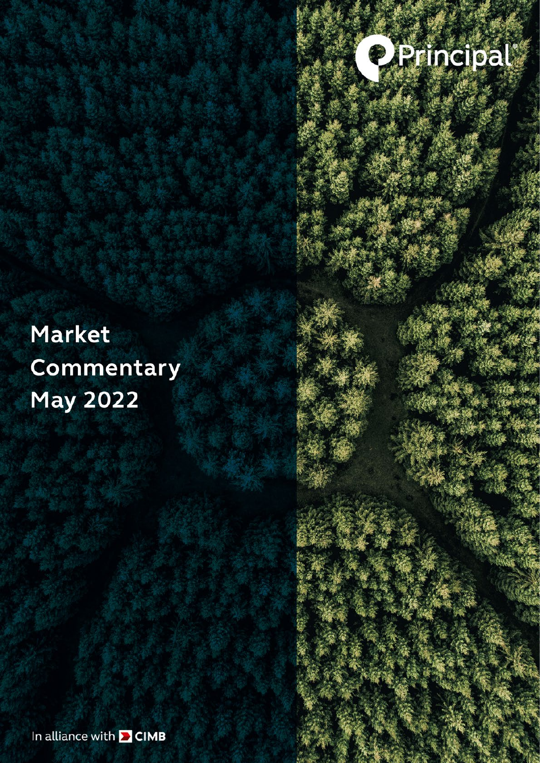Principal

# Market Commentary May 2022

In alliance with CIMB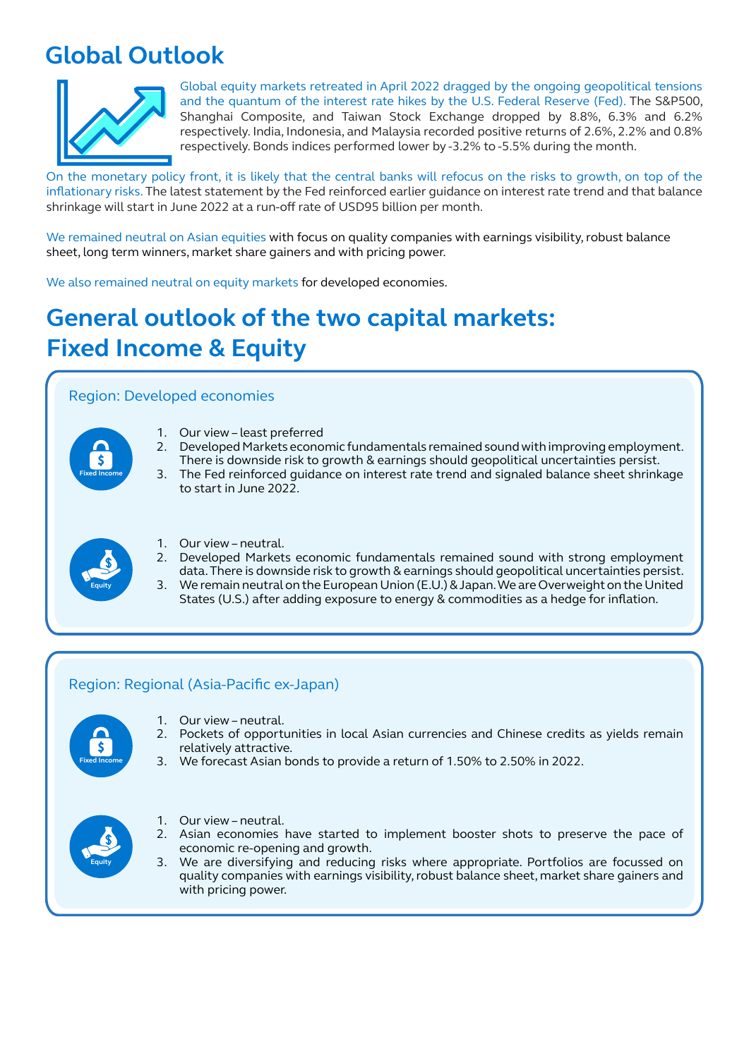# Global Outlook

Global equity markets retreated in April 2022 dragged by the ongoing geopolitical tensions and the quantum of the interest rate hikes by the U.S. Federal Reserve (Fed). The S&P500, Shanghai Composite, and Taiwan Stock Exchange dropped by 8.8%, 6.3% and 6.2% respectively. India, Indonesia, and Malaysia recorded positive returns of 2.6%, 2.2% and 0.8% respectively. Bonds indices performed lower by -3.2% to -5.5% during the month.

On the monetary policy front, it is likely that the central banks will refocus on the risks to growth, on top of the inflationary risks. The latest statement by the Fed reinforced earlier guidance on interest rate trend and that balance shrinkage will start in June 2022 at a run-off rate of USD95 billion per month.

We remained neutral on Asian equities with focus on quality companies with earnings visibility, robust balance sheet, long term winners, market share gainers and with pricing power.

We also remained neutral on equity markets for developed economies.

# General outlook of the two capital markets: Fixed Income & Equity

## Region: Developed economies

**Fixed Income**

1. Our view – least preferred
2. Developed Markets economic fundamentals remained sound with improving employment. There is downside risk to growth & earnings should geopolitical uncertainties persist.
3. The Fed reinforced guidance on interest rate trend and signaled balance sheet shrinkage to start in June 2022.

**Equity**

1. Our view – neutral.
2. Developed Markets economic fundamentals remained sound with strong employment data. There is downside risk to growth & earnings should geopolitical uncertainties persist.
3. We remain neutral on the European Union (E.U.) & Japan. We are Overweight on the United States (U.S.) after adding exposure to energy & commodities as a hedge for inflation.

## Region: Regional (Asia-Pacific ex-Japan)

**Fixed Income**

1. Our view – neutral.
2. Pockets of opportunities in local Asian currencies and Chinese credits as yields remain relatively attractive.
3. We forecast Asian bonds to provide a return of 1.50% to 2.50% in 2022.

**Equity**

1. Our view – neutral.
2. Asian economies have started to implement booster shots to preserve the pace of economic re-opening and growth.
3. We are diversifying and reducing risks where appropriate. Portfolios are focussed on quality companies with earnings visibility, robust balance sheet, market share gainers and with pricing power.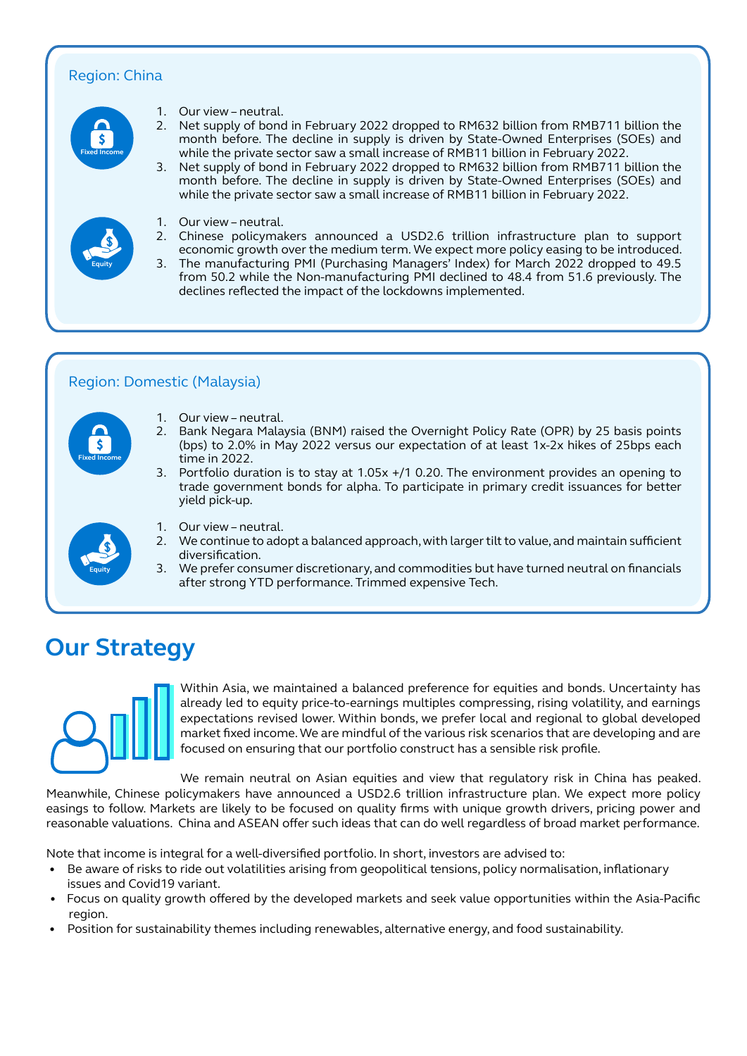### Region: China

**Fixed Income**

1. Our view – neutral.
2. Net supply of bond in February 2022 dropped to RM632 billion from RMB711 billion the month before. The decline in supply is driven by State-Owned Enterprises (SOEs) and while the private sector saw a small increase of RMB11 billion in February 2022.
3. Net supply of bond in February 2022 dropped to RM632 billion from RMB711 billion the month before. The decline in supply is driven by State-Owned Enterprises (SOEs) and while the private sector saw a small increase of RMB11 billion in February 2022.

**Equity**

1. Our view – neutral.
2. Chinese policymakers announced a USD2.6 trillion infrastructure plan to support economic growth over the medium term. We expect more policy easing to be introduced.
3. The manufacturing PMI (Purchasing Managers' Index) for March 2022 dropped to 49.5 from 50.2 while the Non-manufacturing PMI declined to 48.4 from 51.6 previously. The declines reflected the impact of the lockdowns implemented.

### Region: Domestic (Malaysia)

**Fixed Income**

1. Our view – neutral.
2. Bank Negara Malaysia (BNM) raised the Overnight Policy Rate (OPR) by 25 basis points (bps) to 2.0% in May 2022 versus our expectation of at least 1x-2x hikes of 25bps each time in 2022.
3. Portfolio duration is to stay at 1.05x +/1 0.20. The environment provides an opening to trade government bonds for alpha. To participate in primary credit issuances for better yield pick-up.

**Equity**

1. Our view – neutral.
2. We continue to adopt a balanced approach, with larger tilt to value, and maintain sufficient diversification.
3. We prefer consumer discretionary, and commodities but have turned neutral on financials after strong YTD performance. Trimmed expensive Tech.

## Our Strategy

Within Asia, we maintained a balanced preference for equities and bonds. Uncertainty has already led to equity price-to-earnings multiples compressing, rising volatility, and earnings expectations revised lower. Within bonds, we prefer local and regional to global developed market fixed income. We are mindful of the various risk scenarios that are developing and are focused on ensuring that our portfolio construct has a sensible risk profile.

We remain neutral on Asian equities and view that regulatory risk in China has peaked. Meanwhile, Chinese policymakers have announced a USD2.6 trillion infrastructure plan. We expect more policy easings to follow. Markets are likely to be focused on quality firms with unique growth drivers, pricing power and reasonable valuations. China and ASEAN offer such ideas that can do well regardless of broad market performance.

Note that income is integral for a well-diversified portfolio. In short, investors are advised to:

- Be aware of risks to ride out volatilities arising from geopolitical tensions, policy normalisation, inflationary issues and Covid19 variant.
- Focus on quality growth offered by the developed markets and seek value opportunities within the Asia-Pacific region.
- Position for sustainability themes including renewables, alternative energy, and food sustainability.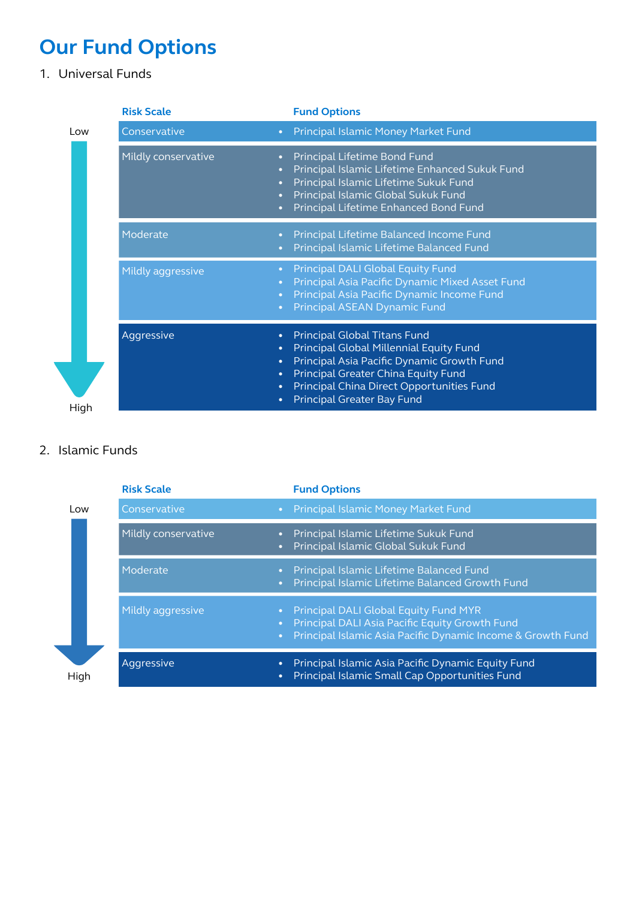# Our Fund Options

1. Universal Funds

Low → High

| Risk Scale | Fund Options |
|---|---|
| Conservative | • Principal Islamic Money Market Fund |
| Mildly conservative | • Principal Lifetime Bond Fund<br>• Principal Islamic Lifetime Enhanced Sukuk Fund<br>• Principal Islamic Lifetime Sukuk Fund<br>• Principal Islamic Global Sukuk Fund<br>• Principal Lifetime Enhanced Bond Fund |
| Moderate | • Principal Lifetime Balanced Income Fund<br>• Principal Islamic Lifetime Balanced Fund |
| Mildly aggressive | • Principal DALI Global Equity Fund<br>• Principal Asia Pacific Dynamic Mixed Asset Fund<br>• Principal Asia Pacific Dynamic Income Fund<br>• Principal ASEAN Dynamic Fund |
| Aggressive | • Principal Global Titans Fund<br>• Principal Global Millennial Equity Fund<br>• Principal Asia Pacific Dynamic Growth Fund<br>• Principal Greater China Equity Fund<br>• Principal China Direct Opportunities Fund<br>• Principal Greater Bay Fund |

2. Islamic Funds

Low → High

| Risk Scale | Fund Options |
|---|---|
| Conservative | • Principal Islamic Money Market Fund |
| Mildly conservative | • Principal Islamic Lifetime Sukuk Fund<br>• Principal Islamic Global Sukuk Fund |
| Moderate | • Principal Islamic Lifetime Balanced Fund<br>• Principal Islamic Lifetime Balanced Growth Fund |
| Mildly aggressive | • Principal DALI Global Equity Fund MYR<br>• Principal DALI Asia Pacific Equity Growth Fund<br>• Principal Islamic Asia Pacific Dynamic Income & Growth Fund |
| Aggressive | • Principal Islamic Asia Pacific Dynamic Equity Fund<br>• Principal Islamic Small Cap Opportunities Fund |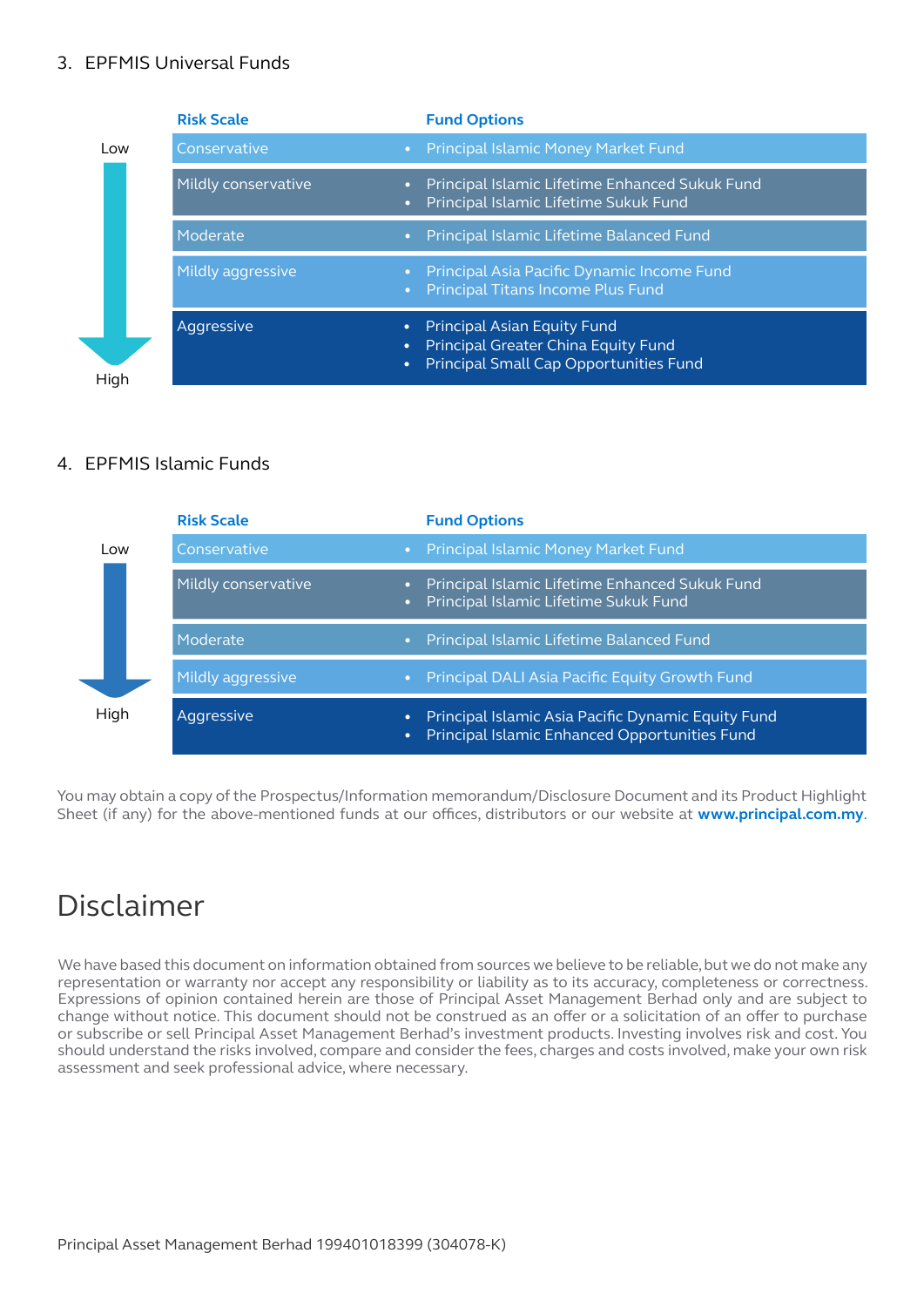3. EPFMIS Universal Funds

| Risk Scale | Fund Options |
| --- | --- |
| Conservative | • Principal Islamic Money Market Fund |
| Mildly conservative | • Principal Islamic Lifetime Enhanced Sukuk Fund<br>• Principal Islamic Lifetime Sukuk Fund |
| Moderate | • Principal Islamic Lifetime Balanced Fund |
| Mildly aggressive | • Principal Asia Pacific Dynamic Income Fund<br>• Principal Titans Income Plus Fund |
| Aggressive | • Principal Asian Equity Fund<br>• Principal Greater China Equity Fund<br>• Principal Small Cap Opportunities Fund |

Low

High

4. EPFMIS Islamic Funds

| Risk Scale | Fund Options |
| --- | --- |
| Conservative | • Principal Islamic Money Market Fund |
| Mildly conservative | • Principal Islamic Lifetime Enhanced Sukuk Fund<br>• Principal Islamic Lifetime Sukuk Fund |
| Moderate | • Principal Islamic Lifetime Balanced Fund |
| Mildly aggressive | • Principal DALI Asia Pacific Equity Growth Fund |
| Aggressive | • Principal Islamic Asia Pacific Dynamic Equity Fund<br>• Principal Islamic Enhanced Opportunities Fund |

Low

High

You may obtain a copy of the Prospectus/Information memorandum/Disclosure Document and its Product Highlight Sheet (if any) for the above-mentioned funds at our offices, distributors or our website at **www.principal.com.my**.

# Disclaimer

We have based this document on information obtained from sources we believe to be reliable, but we do not make any representation or warranty nor accept any responsibility or liability as to its accuracy, completeness or correctness. Expressions of opinion contained herein are those of Principal Asset Management Berhad only and are subject to change without notice. This document should not be construed as an offer or a solicitation of an offer to purchase or subscribe or sell Principal Asset Management Berhad's investment products. Investing involves risk and cost. You should understand the risks involved, compare and consider the fees, charges and costs involved, make your own risk assessment and seek professional advice, where necessary.

Principal Asset Management Berhad 199401018399 (304078-K)